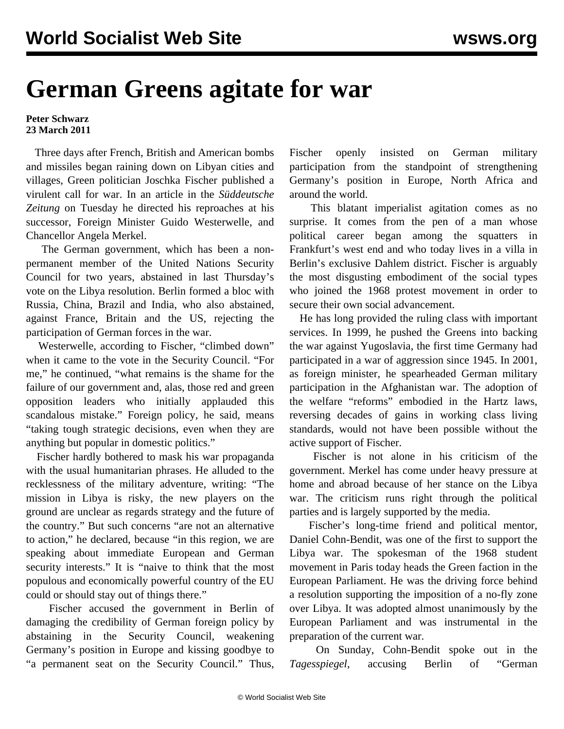# German Greens agitate for war

**Peter Schwarz**
**23 March 2011**

Three days after French, British and American bombs and missiles began raining down on Libyan cities and villages, Green politician Joschka Fischer published a virulent call for war. In an article in the *Süddeutsche Zeitung* on Tuesday he directed his reproaches at his successor, Foreign Minister Guido Westerwelle, and Chancellor Angela Merkel.

The German government, which has been a non-permanent member of the United Nations Security Council for two years, abstained in last Thursday's vote on the Libya resolution. Berlin formed a bloc with Russia, China, Brazil and India, who also abstained, against France, Britain and the US, rejecting the participation of German forces in the war.

Westerwelle, according to Fischer, "climbed down" when it came to the vote in the Security Council. "For me," he continued, "what remains is the shame for the failure of our government and, alas, those red and green opposition leaders who initially applauded this scandalous mistake." Foreign policy, he said, means "taking tough strategic decisions, even when they are anything but popular in domestic politics."

Fischer hardly bothered to mask his war propaganda with the usual humanitarian phrases. He alluded to the recklessness of the military adventure, writing: "The mission in Libya is risky, the new players on the ground are unclear as regards strategy and the future of the country." But such concerns "are not an alternative to action," he declared, because "in this region, we are speaking about immediate European and German security interests." It is "naive to think that the most populous and economically powerful country of the EU could or should stay out of things there."

Fischer accused the government in Berlin of damaging the credibility of German foreign policy by abstaining in the Security Council, weakening Germany's position in Europe and kissing goodbye to "a permanent seat on the Security Council." Thus, Fischer openly insisted on German military participation from the standpoint of strengthening Germany's position in Europe, North Africa and around the world.

This blatant imperialist agitation comes as no surprise. It comes from the pen of a man whose political career began among the squatters in Frankfurt's west end and who today lives in a villa in Berlin's exclusive Dahlem district. Fischer is arguably the most disgusting embodiment of the social types who joined the 1968 protest movement in order to secure their own social advancement.

He has long provided the ruling class with important services. In 1999, he pushed the Greens into backing the war against Yugoslavia, the first time Germany had participated in a war of aggression since 1945. In 2001, as foreign minister, he spearheaded German military participation in the Afghanistan war. The adoption of the welfare "reforms" embodied in the Hartz laws, reversing decades of gains in working class living standards, would not have been possible without the active support of Fischer.

Fischer is not alone in his criticism of the government. Merkel has come under heavy pressure at home and abroad because of her stance on the Libya war. The criticism runs right through the political parties and is largely supported by the media.

Fischer's long-time friend and political mentor, Daniel Cohn-Bendit, was one of the first to support the Libya war. The spokesman of the 1968 student movement in Paris today heads the Green faction in the European Parliament. He was the driving force behind a resolution supporting the imposition of a no-fly zone over Libya. It was adopted almost unanimously by the European Parliament and was instrumental in the preparation of the current war.

On Sunday, Cohn-Bendit spoke out in the *Tagesspiegel*, accusing Berlin of "German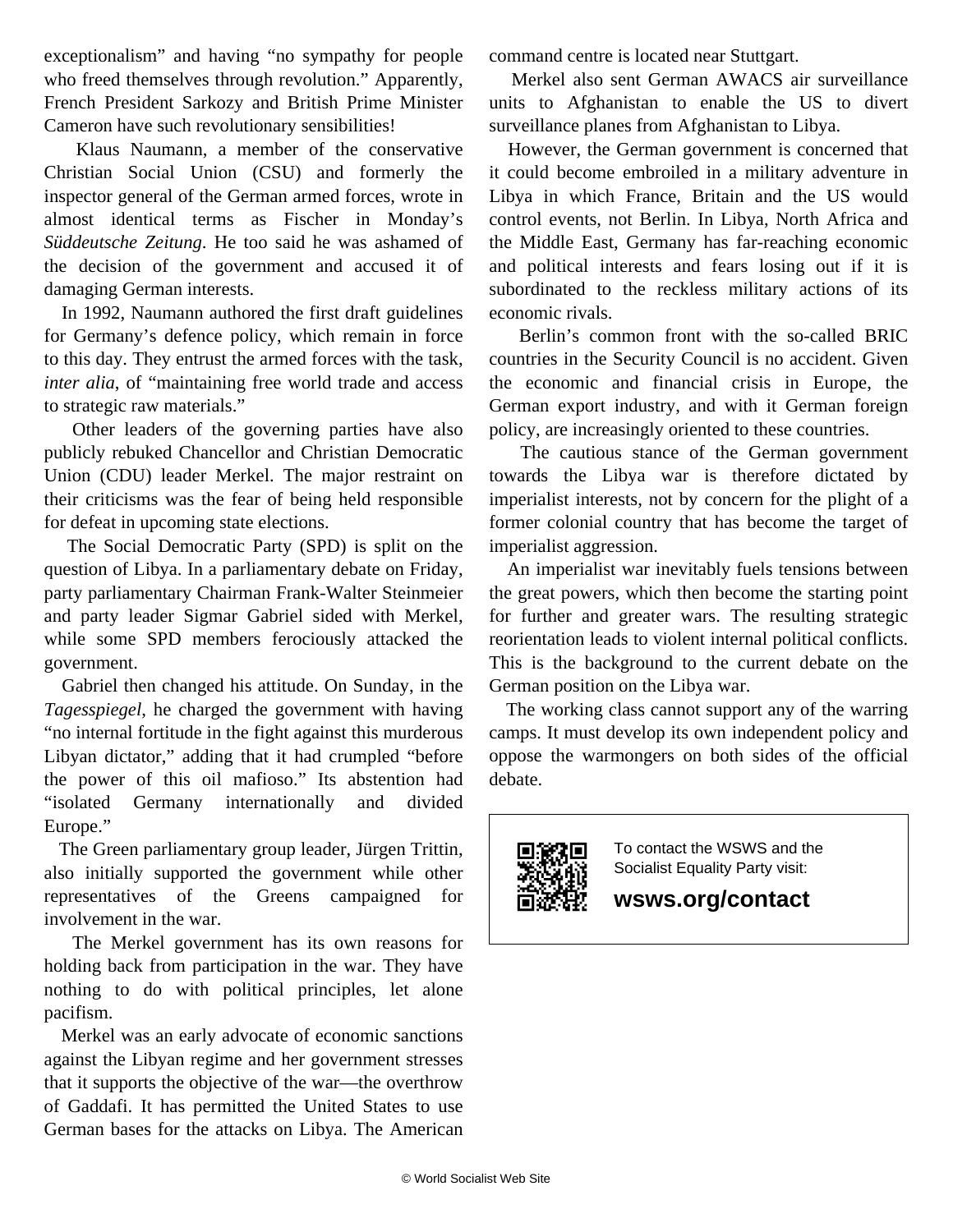exceptionalism" and having "no sympathy for people who freed themselves through revolution." Apparently, French President Sarkozy and British Prime Minister Cameron have such revolutionary sensibilities!

Klaus Naumann, a member of the conservative Christian Social Union (CSU) and formerly the inspector general of the German armed forces, wrote in almost identical terms as Fischer in Monday's *Süddeutsche Zeitung*. He too said he was ashamed of the decision of the government and accused it of damaging German interests.

In 1992, Naumann authored the first draft guidelines for Germany's defence policy, which remain in force to this day. They entrust the armed forces with the task, *inter alia*, of "maintaining free world trade and access to strategic raw materials."

Other leaders of the governing parties have also publicly rebuked Chancellor and Christian Democratic Union (CDU) leader Merkel. The major restraint on their criticisms was the fear of being held responsible for defeat in upcoming state elections.

The Social Democratic Party (SPD) is split on the question of Libya. In a parliamentary debate on Friday, party parliamentary Chairman Frank-Walter Steinmeier and party leader Sigmar Gabriel sided with Merkel, while some SPD members ferociously attacked the government.

Gabriel then changed his attitude. On Sunday, in the *Tagesspiegel*, he charged the government with having "no internal fortitude in the fight against this murderous Libyan dictator," adding that it had crumpled "before the power of this oil mafioso." Its abstention had "isolated Germany internationally and divided Europe."

The Green parliamentary group leader, Jürgen Trittin, also initially supported the government while other representatives of the Greens campaigned for involvement in the war.

The Merkel government has its own reasons for holding back from participation in the war. They have nothing to do with political principles, let alone pacifism.

Merkel was an early advocate of economic sanctions against the Libyan regime and her government stresses that it supports the objective of the war—the overthrow of Gaddafi. It has permitted the United States to use German bases for the attacks on Libya. The American command centre is located near Stuttgart.

Merkel also sent German AWACS air surveillance units to Afghanistan to enable the US to divert surveillance planes from Afghanistan to Libya.

However, the German government is concerned that it could become embroiled in a military adventure in Libya in which France, Britain and the US would control events, not Berlin. In Libya, North Africa and the Middle East, Germany has far-reaching economic and political interests and fears losing out if it is subordinated to the reckless military actions of its economic rivals.

Berlin's common front with the so-called BRIC countries in the Security Council is no accident. Given the economic and financial crisis in Europe, the German export industry, and with it German foreign policy, are increasingly oriented to these countries.

The cautious stance of the German government towards the Libya war is therefore dictated by imperialist interests, not by concern for the plight of a former colonial country that has become the target of imperialist aggression.

An imperialist war inevitably fuels tensions between the great powers, which then become the starting point for further and greater wars. The resulting strategic reorientation leads to violent internal political conflicts. This is the background to the current debate on the German position on the Libya war.

The working class cannot support any of the warring camps. It must develop its own independent policy and oppose the warmongers on both sides of the official debate.

To contact the WSWS and the Socialist Equality Party visit:

**wsws.org/contact**